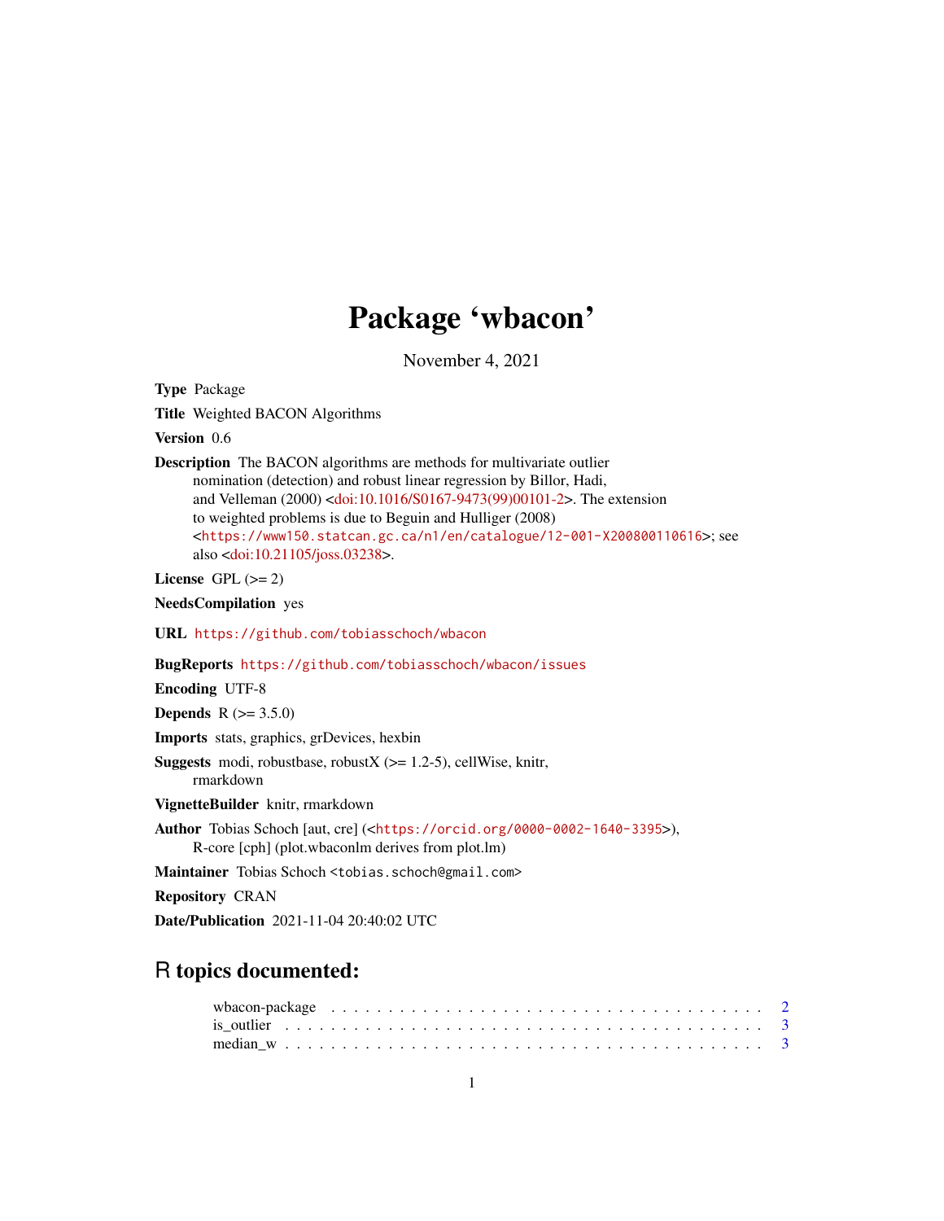# Package 'wbacon'

November 4, 2021

**Type** Package

**Title** Weighted BACON Algorithms

**Version** 0.6

**Description** The BACON algorithms are methods for multivariate outlier nomination (detection) and robust linear regression by Billor, Hadi, and Velleman (2000) <doi:10.1016/S0167-9473(99)00101-2>. The extension to weighted problems is due to Beguin and Hulliger (2008) <https://www150.statcan.gc.ca/n1/en/catalogue/12-001-X200800110616>; see also <doi:10.21105/joss.03238>.

**License** GPL (>= 2)

**NeedsCompilation** yes

**URL** https://github.com/tobiasschoch/wbacon

**BugReports** https://github.com/tobiasschoch/wbacon/issues

**Encoding** UTF-8

**Depends** R (>= 3.5.0)

**Imports** stats, graphics, grDevices, hexbin

**Suggests** modi, robustbase, robustX (>= 1.2-5), cellWise, knitr, rmarkdown

**VignetteBuilder** knitr, rmarkdown

**Author** Tobias Schoch [aut, cre] (<https://orcid.org/0000-0002-1640-3395>), R-core [cph] (plot.wbaconlm derives from plot.lm)

**Maintainer** Tobias Schoch <tobias.schoch@gmail.com>

**Repository** CRAN

**Date/Publication** 2021-11-04 20:40:02 UTC

## R topics documented:

| | |
|---|---|
| wbacon-package | 2 |
| is_outlier | 3 |
| median_w | 3 |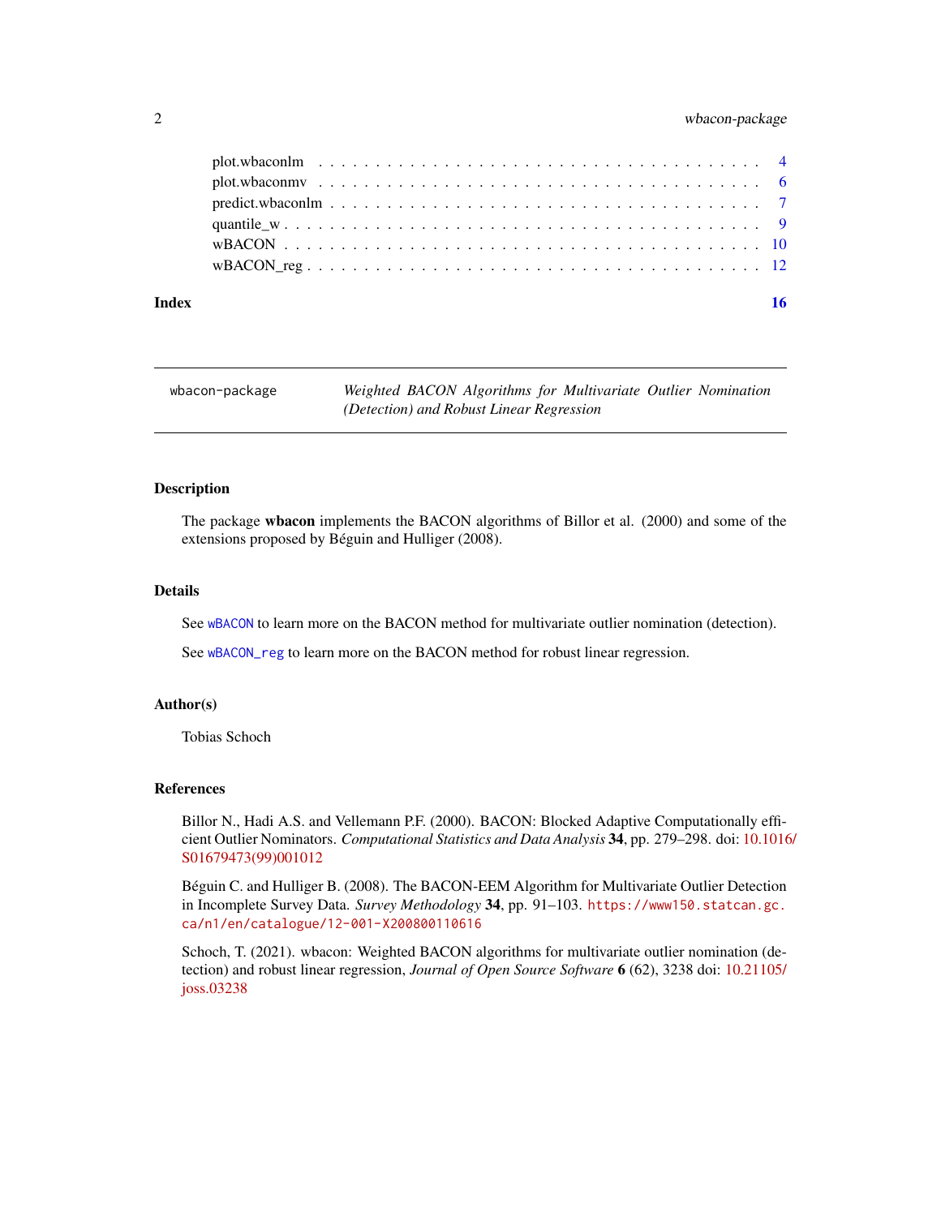plot.wbaconlm . . . . . . . . . . . . . . . . . . . . . . . . . . . . . . . . . . . . . 4
plot.wbaconmv . . . . . . . . . . . . . . . . . . . . . . . . . . . . . . . . . . . . . 6
predict.wbaconlm . . . . . . . . . . . . . . . . . . . . . . . . . . . . . . . . . . . . 7
quantile_w . . . . . . . . . . . . . . . . . . . . . . . . . . . . . . . . . . . . . . . 9
wBACON . . . . . . . . . . . . . . . . . . . . . . . . . . . . . . . . . . . . . . . . 10
wBACON_reg . . . . . . . . . . . . . . . . . . . . . . . . . . . . . . . . . . . . . . 12

**Index** **16**

---

`wbacon-package` *Weighted BACON Algorithms for Multivariate Outlier Nomination (Detection) and Robust Linear Regression*

---

## Description

The package **wbacon** implements the BACON algorithms of Billor et al. (2000) and some of the extensions proposed by Béguin and Hulliger (2008).

## Details

See `wBACON` to learn more on the BACON method for multivariate outlier nomination (detection).

See `wBACON_reg` to learn more on the BACON method for robust linear regression.

## Author(s)

Tobias Schoch

## References

Billor N., Hadi A.S. and Vellemann P.F. (2000). BACON: Blocked Adaptive Computationally efficient Outlier Nominators. *Computational Statistics and Data Analysis* **34**, pp. 279–298. doi: 10.1016/S01679473(99)001012

Béguin C. and Hulliger B. (2008). The BACON-EEM Algorithm for Multivariate Outlier Detection in Incomplete Survey Data. *Survey Methodology* **34**, pp. 91–103. `https://www150.statcan.gc.ca/n1/en/catalogue/12-001-X200800110616`

Schoch, T. (2021). wbacon: Weighted BACON algorithms for multivariate outlier nomination (detection) and robust linear regression, *Journal of Open Source Software* **6** (62), 3238 doi: 10.21105/joss.03238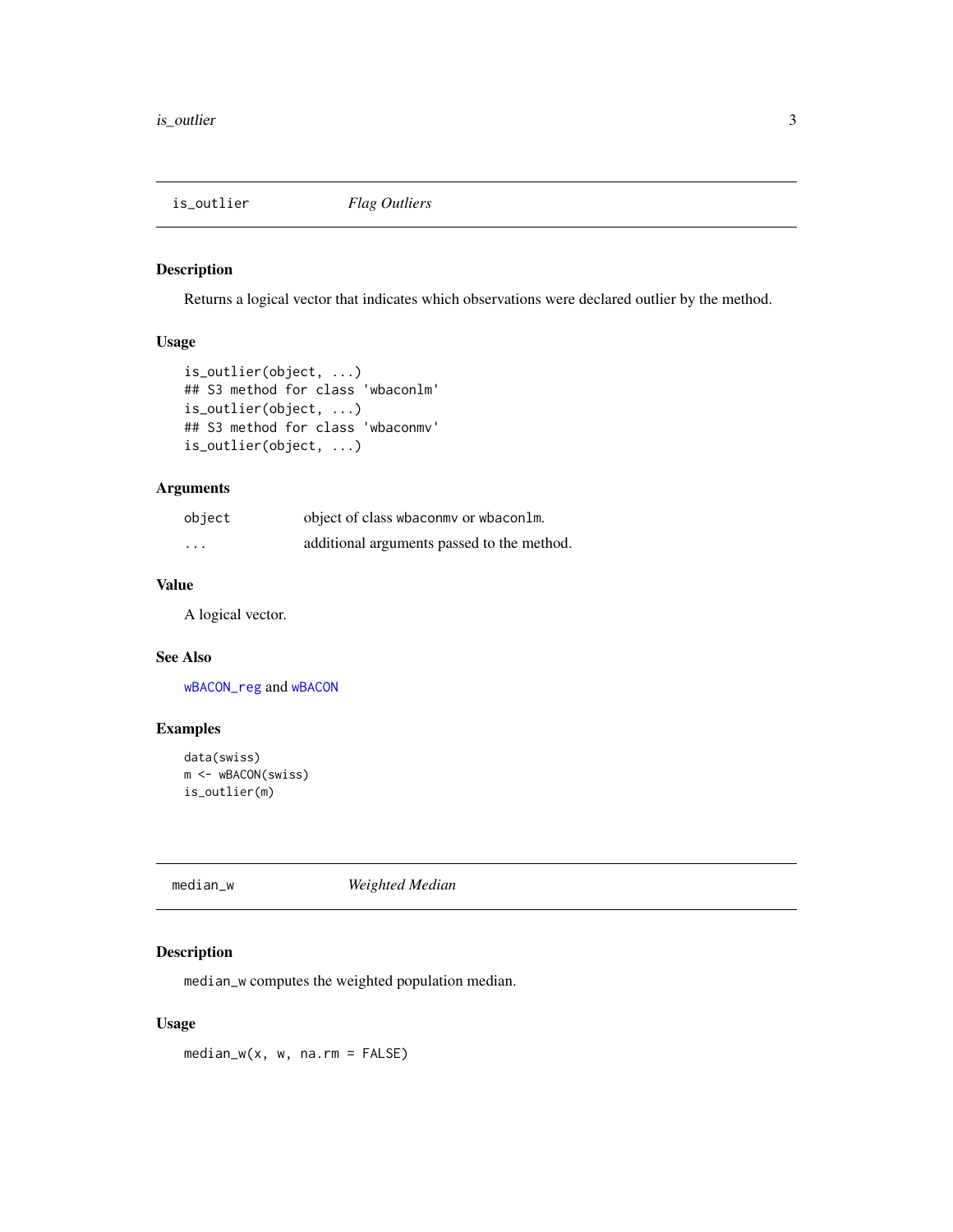## is_outlier *Flag Outliers*

### Description

Returns a logical vector that indicates which observations were declared outlier by the method.

### Usage

```
is_outlier(object, ...)
## S3 method for class 'wbaconlm'
is_outlier(object, ...)
## S3 method for class 'wbaconmv'
is_outlier(object, ...)
```

### Arguments

| | |
|---|---|
| `object` | object of class `wbaconmv` or `wbaconlm`. |
| `...` | additional arguments passed to the method. |

### Value

A logical vector.

### See Also

`wBACON_reg` and `wBACON`

### Examples

```
data(swiss)
m <- wBACON(swiss)
is_outlier(m)
```

## median_w *Weighted Median*

### Description

`median_w` computes the weighted population median.

### Usage

```
median_w(x, w, na.rm = FALSE)
```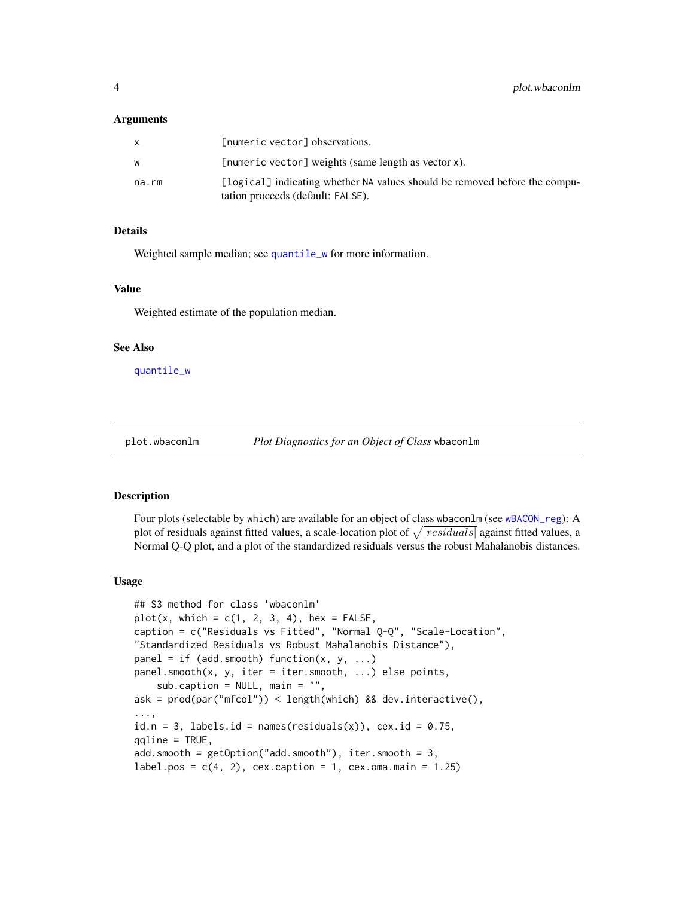### Arguments

| | |
|---|---|
| x | [numeric vector] observations. |
| w | [numeric vector] weights (same length as vector x). |
| na.rm | [logical] indicating whether NA values should be removed before the computation proceeds (default: FALSE). |

### Details

Weighted sample median; see quantile_w for more information.

### Value

Weighted estimate of the population median.

### See Also

quantile_w

---

## plot.wbaconlm — *Plot Diagnostics for an Object of Class* wbaconlm

### Description

Four plots (selectable by which) are available for an object of class wbaconlm (see wBACON_reg): A plot of residuals against fitted values, a scale-location plot of $\sqrt{|residuals|}$ against fitted values, a Normal Q-Q plot, and a plot of the standardized residuals versus the robust Mahalanobis distances.

### Usage

```
## S3 method for class 'wbaconlm'
plot(x, which = c(1, 2, 3, 4), hex = FALSE,
caption = c("Residuals vs Fitted", "Normal Q-Q", "Scale-Location",
"Standardized Residuals vs Robust Mahalanobis Distance"),
panel = if (add.smooth) function(x, y, ...)
panel.smooth(x, y, iter = iter.smooth, ...) else points,
    sub.caption = NULL, main = "",
ask = prod(par("mfcol")) < length(which) && dev.interactive(),
...,
id.n = 3, labels.id = names(residuals(x)), cex.id = 0.75,
qqline = TRUE,
add.smooth = getOption("add.smooth"), iter.smooth = 3,
label.pos = c(4, 2), cex.caption = 1, cex.oma.main = 1.25)
```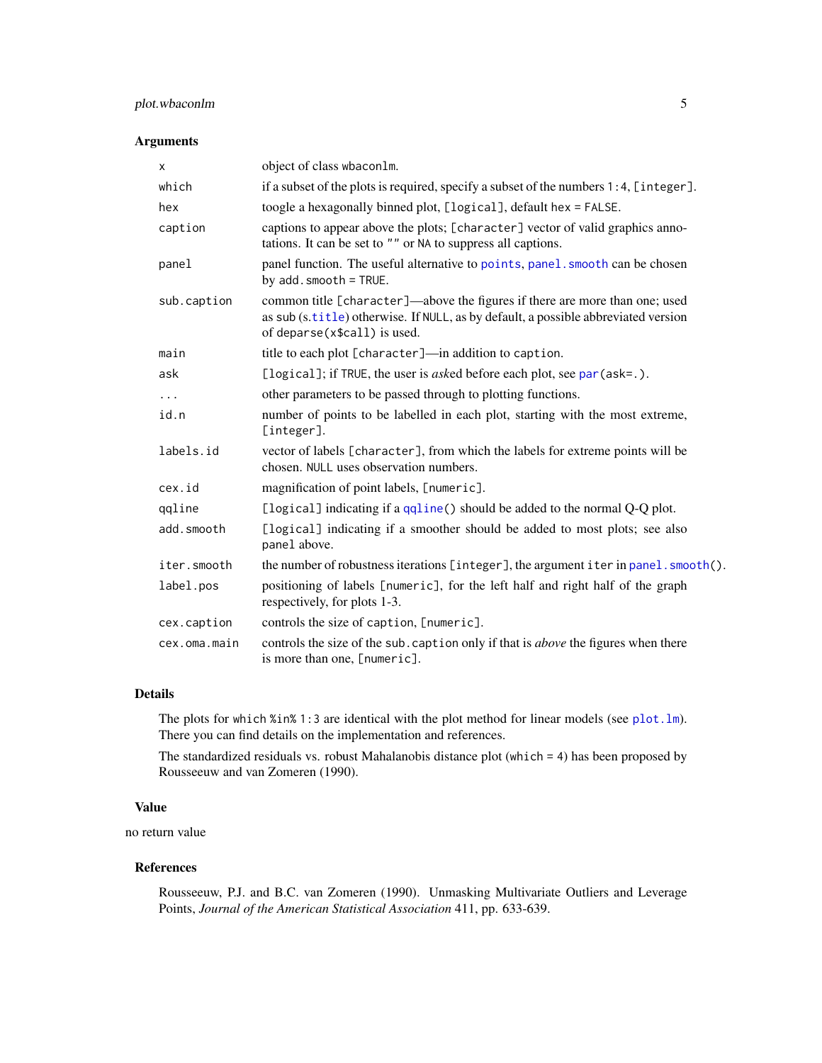### Arguments

| | |
|---|---|
| `x` | object of class `wbaconlm`. |
| `which` | if a subset of the plots is required, specify a subset of the numbers `1:4`, `[integer]`. |
| `hex` | toogle a hexagonally binned plot, `[logical]`, default `hex = FALSE`. |
| `caption` | captions to appear above the plots; `[character]` vector of valid graphics annotations. It can be set to `""` or `NA` to suppress all captions. |
| `panel` | panel function. The useful alternative to `points`, `panel.smooth` can be chosen by `add.smooth = TRUE`. |
| `sub.caption` | common title `[character]`—above the figures if there are more than one; used as `sub` (s.`title`) otherwise. If `NULL`, as by default, a possible abbreviated version of `deparse(x$call)` is used. |
| `main` | title to each plot `[character]`—in addition to `caption`. |
| `ask` | `[logical]`; if `TRUE`, the user is *ask*ed before each plot, see `par(ask=.)`. |
| `...` | other parameters to be passed through to plotting functions. |
| `id.n` | number of points to be labelled in each plot, starting with the most extreme, `[integer]`. |
| `labels.id` | vector of labels `[character]`, from which the labels for extreme points will be chosen. `NULL` uses observation numbers. |
| `cex.id` | magnification of point labels, `[numeric]`. |
| `qqline` | `[logical]` indicating if a `qqline()` should be added to the normal Q-Q plot. |
| `add.smooth` | `[logical]` indicating if a smoother should be added to most plots; see also `panel` above. |
| `iter.smooth` | the number of robustness iterations `[integer]`, the argument `iter` in `panel.smooth()`. |
| `label.pos` | positioning of labels `[numeric]`, for the left half and right half of the graph respectively, for plots 1-3. |
| `cex.caption` | controls the size of `caption`, `[numeric]`. |
| `cex.oma.main` | controls the size of the `sub.caption` only if that is *above* the figures when there is more than one, `[numeric]`. |

### Details

The plots for `which %in% 1:3` are identical with the plot method for linear models (see `plot.lm`). There you can find details on the implementation and references.

The standardized residuals vs. robust Mahalanobis distance plot (`which = 4`) has been proposed by Rousseeuw and van Zomeren (1990).

### Value

no return value

### References

Rousseeuw, P.J. and B.C. van Zomeren (1990). Unmasking Multivariate Outliers and Leverage Points, *Journal of the American Statistical Association* 411, pp. 633-639.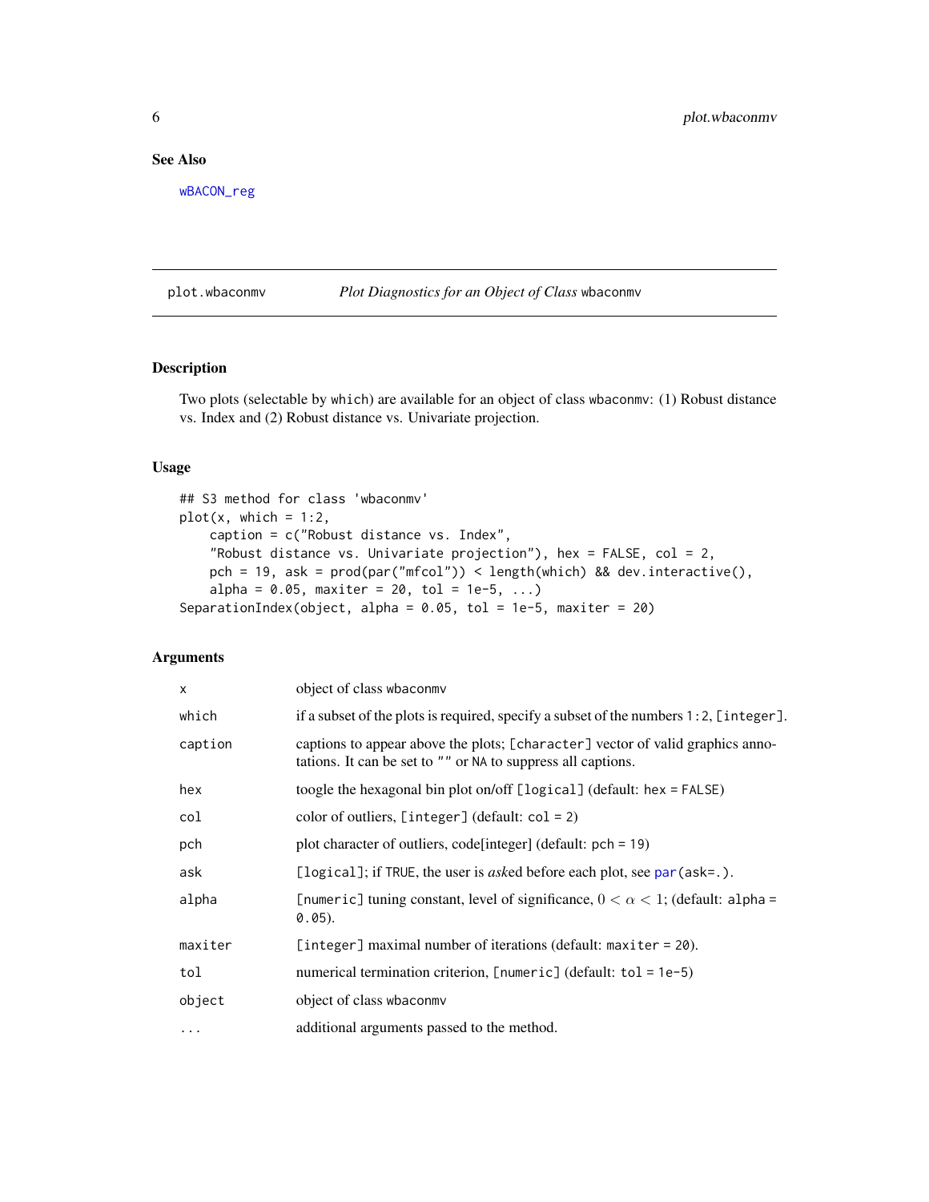## See Also

`wBACON_reg`

---

plot.wbaconmv *Plot Diagnostics for an Object of Class* wbaconmv

---

## Description

Two plots (selectable by which) are available for an object of class wbaconmv: (1) Robust distance vs. Index and (2) Robust distance vs. Univariate projection.

## Usage

```
## S3 method for class 'wbaconmv'
plot(x, which = 1:2,
    caption = c("Robust distance vs. Index",
    "Robust distance vs. Univariate projection"), hex = FALSE, col = 2,
    pch = 19, ask = prod(par("mfcol")) < length(which) && dev.interactive(),
    alpha = 0.05, maxiter = 20, tol = 1e-5, ...)
SeparationIndex(object, alpha = 0.05, tol = 1e-5, maxiter = 20)
```

## Arguments

| | |
|---|---|
| `x` | object of class wbaconmv |
| `which` | if a subset of the plots is required, specify a subset of the numbers `1:2`, `[integer]`. |
| `caption` | captions to appear above the plots; `[character]` vector of valid graphics annotations. It can be set to `""` or `NA` to suppress all captions. |
| `hex` | toogle the hexagonal bin plot on/off `[logical]` (default: `hex = FALSE`) |
| `col` | color of outliers, `[integer]` (default: `col = 2`) |
| `pch` | plot character of outliers, code[integer] (default: `pch = 19`) |
| `ask` | `[logical]`; if `TRUE`, the user is *ask*ed before each plot, see `par(ask=.)`. |
| `alpha` | `[numeric]` tuning constant, level of significance, $0 < \alpha < 1$; (default: `alpha = 0.05`). |
| `maxiter` | `[integer]` maximal number of iterations (default: `maxiter = 20`). |
| `tol` | numerical termination criterion, `[numeric]` (default: `tol = 1e-5`) |
| `object` | object of class wbaconmv |
| `...` | additional arguments passed to the method. |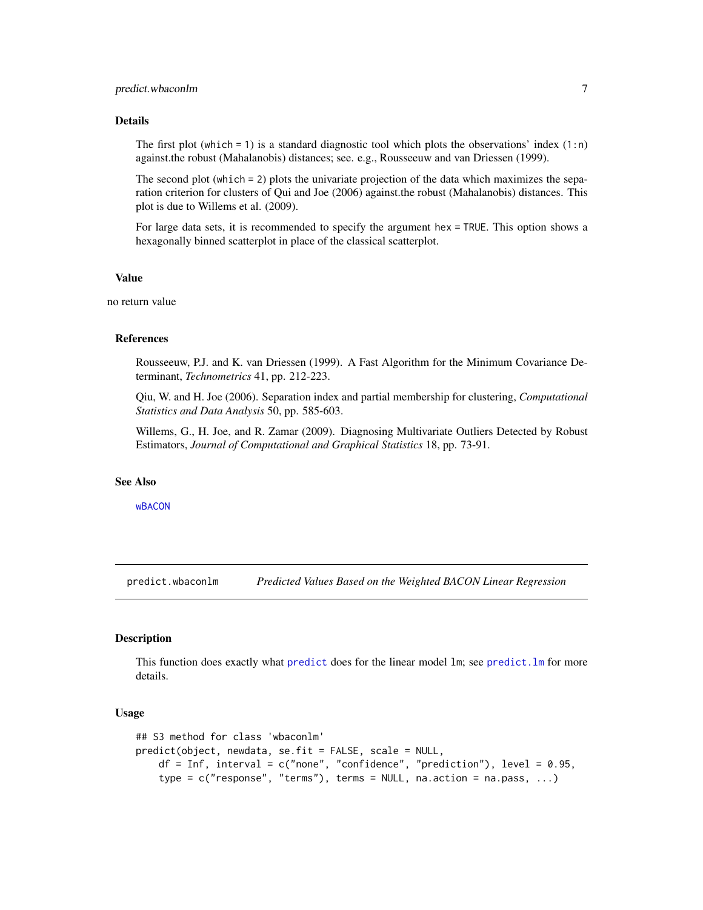### Details

The first plot (which = 1) is a standard diagnostic tool which plots the observations' index (1:n) against.the robust (Mahalanobis) distances; see. e.g., Rousseeuw and van Driessen (1999).

The second plot (which = 2) plots the univariate projection of the data which maximizes the separation criterion for clusters of Qui and Joe (2006) against.the robust (Mahalanobis) distances. This plot is due to Willems et al. (2009).

For large data sets, it is recommended to specify the argument hex = TRUE. This option shows a hexagonally binned scatterplot in place of the classical scatterplot.

### Value

no return value

### References

Rousseeuw, P.J. and K. van Driessen (1999). A Fast Algorithm for the Minimum Covariance Determinant, *Technometrics* 41, pp. 212-223.

Qiu, W. and H. Joe (2006). Separation index and partial membership for clustering, *Computational Statistics and Data Analysis* 50, pp. 585-603.

Willems, G., H. Joe, and R. Zamar (2009). Diagnosing Multivariate Outliers Detected by Robust Estimators, *Journal of Computational and Graphical Statistics* 18, pp. 73-91.

### See Also

wBACON

---

## predict.wbaconlm — *Predicted Values Based on the Weighted BACON Linear Regression*

### Description

This function does exactly what predict does for the linear model lm; see predict.lm for more details.

### Usage

```
## S3 method for class 'wbaconlm'
predict(object, newdata, se.fit = FALSE, scale = NULL,
    df = Inf, interval = c("none", "confidence", "prediction"), level = 0.95,
    type = c("response", "terms"), terms = NULL, na.action = na.pass, ...)
```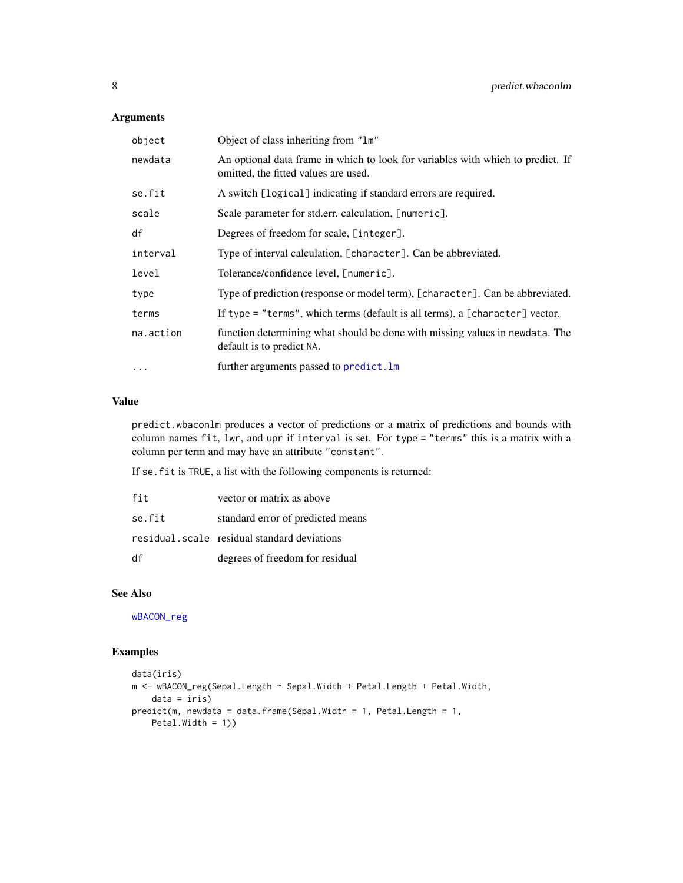## Arguments

| | |
|---|---|
| `object` | Object of class inheriting from `"lm"` |
| `newdata` | An optional data frame in which to look for variables with which to predict. If omitted, the fitted values are used. |
| `se.fit` | A switch `[logical]` indicating if standard errors are required. |
| `scale` | Scale parameter for std.err. calculation, `[numeric]`. |
| `df` | Degrees of freedom for scale, `[integer]`. |
| `interval` | Type of interval calculation, `[character]`. Can be abbreviated. |
| `level` | Tolerance/confidence level, `[numeric]`. |
| `type` | Type of prediction (response or model term), `[character]`. Can be abbreviated. |
| `terms` | If `type = "terms"`, which terms (default is all terms), a `[character]` vector. |
| `na.action` | function determining what should be done with missing values in `newdata`. The default is to predict `NA`. |
| `...` | further arguments passed to `predict.lm` |

## Value

`predict.wbaconlm` produces a vector of predictions or a matrix of predictions and bounds with column names `fit`, `lwr`, and `upr` if `interval` is set. For `type = "terms"` this is a matrix with a column per term and may have an attribute `"constant"`.

If `se.fit` is `TRUE`, a list with the following components is returned:

| | |
|---|---|
| `fit` | vector or matrix as above |
| `se.fit` | standard error of predicted means |
| `residual.scale` | residual standard deviations |
| `df` | degrees of freedom for residual |

## See Also

`wBACON_reg`

## Examples

```
data(iris)
m <- wBACON_reg(Sepal.Length ~ Sepal.Width + Petal.Length + Petal.Width,
    data = iris)
predict(m, newdata = data.frame(Sepal.Width = 1, Petal.Length = 1,
    Petal.Width = 1))
```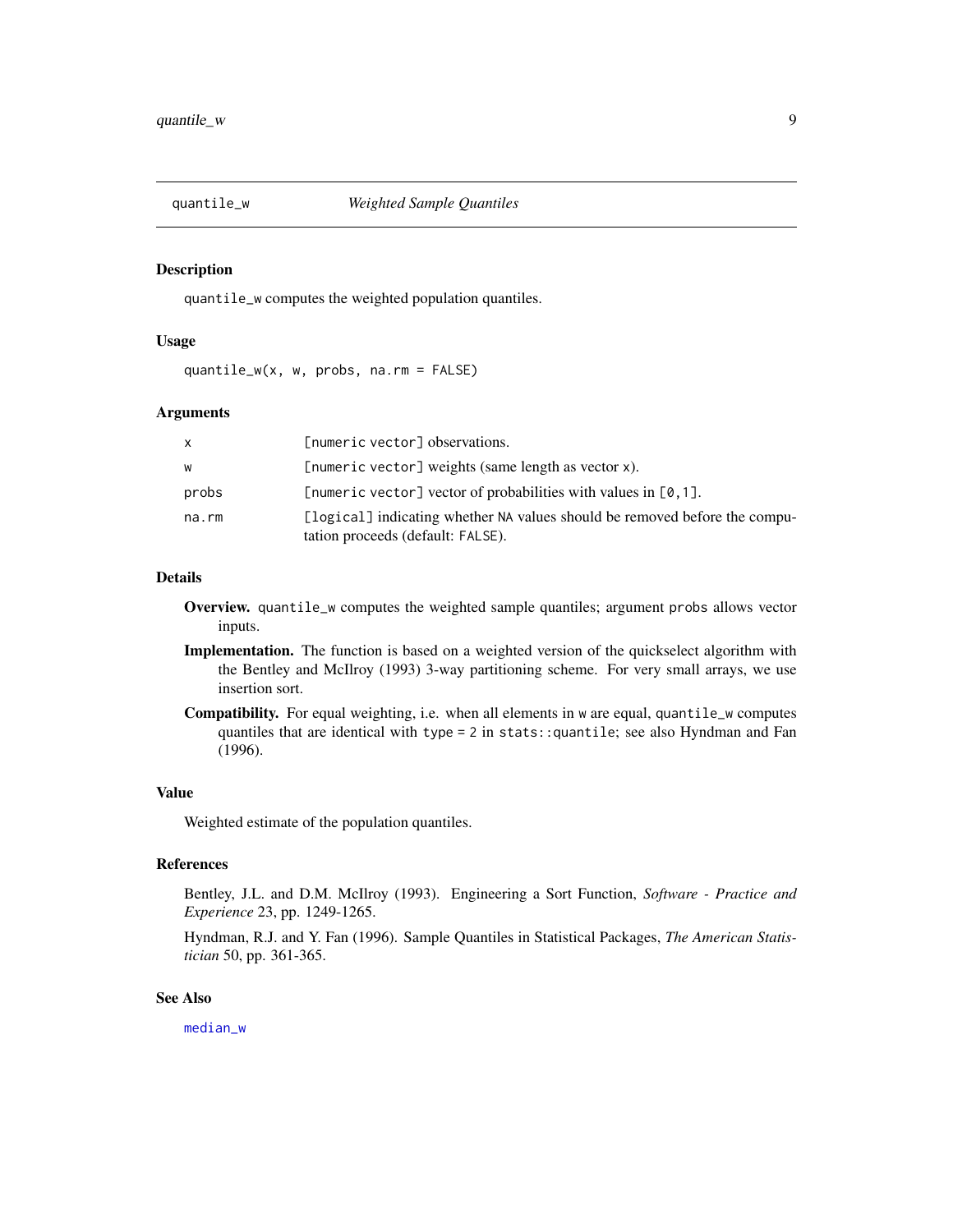## quantile_w — *Weighted Sample Quantiles*

### Description

quantile_w computes the weighted population quantiles.

### Usage

```
quantile_w(x, w, probs, na.rm = FALSE)
```

### Arguments

| | |
|---|---|
| x | [numeric vector] observations. |
| w | [numeric vector] weights (same length as vector x). |
| probs | [numeric vector] vector of probabilities with values in [0,1]. |
| na.rm | [logical] indicating whether NA values should be removed before the computation proceeds (default: FALSE). |

### Details

**Overview.** quantile_w computes the weighted sample quantiles; argument probs allows vector inputs.

**Implementation.** The function is based on a weighted version of the quickselect algorithm with the Bentley and McIlroy (1993) 3-way partitioning scheme. For very small arrays, we use insertion sort.

**Compatibility.** For equal weighting, i.e. when all elements in w are equal, quantile_w computes quantiles that are identical with type = 2 in stats::quantile; see also Hyndman and Fan (1996).

### Value

Weighted estimate of the population quantiles.

### References

Bentley, J.L. and D.M. McIlroy (1993). Engineering a Sort Function, *Software - Practice and Experience* 23, pp. 1249-1265.

Hyndman, R.J. and Y. Fan (1996). Sample Quantiles in Statistical Packages, *The American Statistician* 50, pp. 361-365.

### See Also

median_w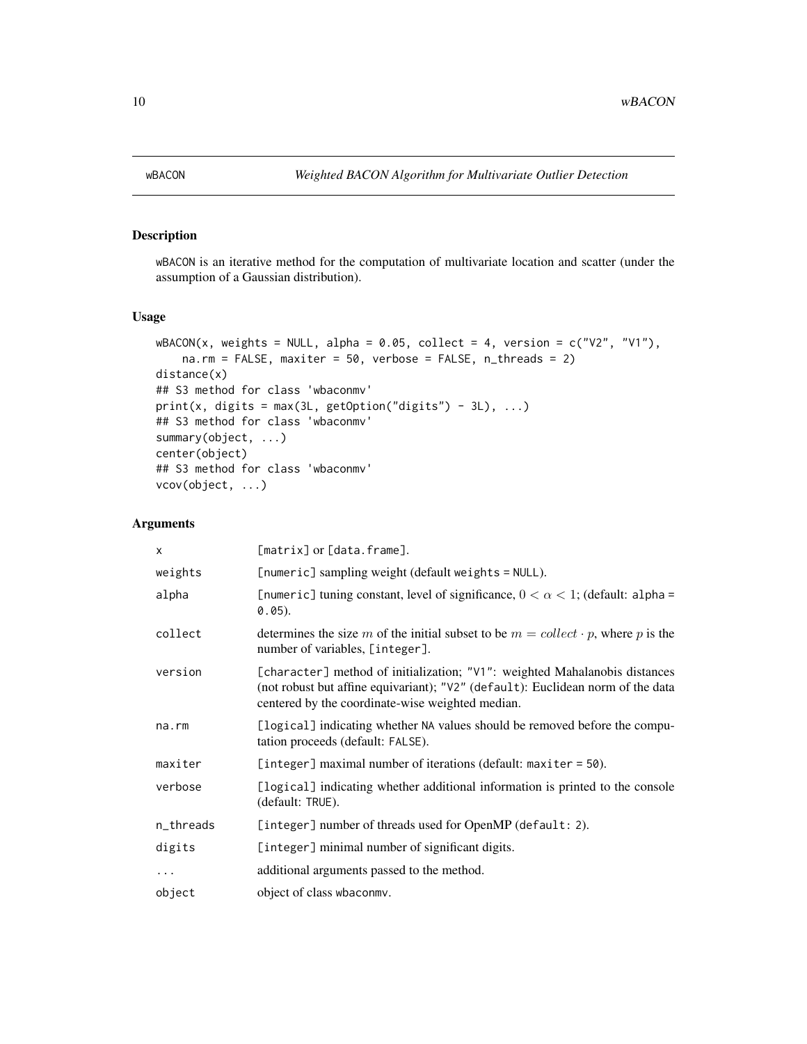# wBACON *Weighted BACON Algorithm for Multivariate Outlier Detection*

## Description

wBACON is an iterative method for the computation of multivariate location and scatter (under the assumption of a Gaussian distribution).

## Usage

```
wBACON(x, weights = NULL, alpha = 0.05, collect = 4, version = c("V2", "V1"),
    na.rm = FALSE, maxiter = 50, verbose = FALSE, n_threads = 2)
distance(x)
## S3 method for class 'wbaconmv'
print(x, digits = max(3L, getOption("digits") - 3L), ...)
## S3 method for class 'wbaconmv'
summary(object, ...)
center(object)
## S3 method for class 'wbaconmv'
vcov(object, ...)
```

## Arguments

| | |
|---|---|
| x | [matrix] or [data.frame]. |
| weights | [numeric] sampling weight (default weights = NULL). |
| alpha | [numeric] tuning constant, level of significance, $0 < \alpha < 1$; (default: alpha = 0.05). |
| collect | determines the size $m$ of the initial subset to be $m = collect \cdot p$, where $p$ is the number of variables, [integer]. |
| version | [character] method of initialization; "V1": weighted Mahalanobis distances (not robust but affine equivariant); "V2" (default): Euclidean norm of the data centered by the coordinate-wise weighted median. |
| na.rm | [logical] indicating whether NA values should be removed before the computation proceeds (default: FALSE). |
| maxiter | [integer] maximal number of iterations (default: maxiter = 50). |
| verbose | [logical] indicating whether additional information is printed to the console (default: TRUE). |
| n_threads | [integer] number of threads used for OpenMP (default: 2). |
| digits | [integer] minimal number of significant digits. |
| ... | additional arguments passed to the method. |
| object | object of class wbaconmv. |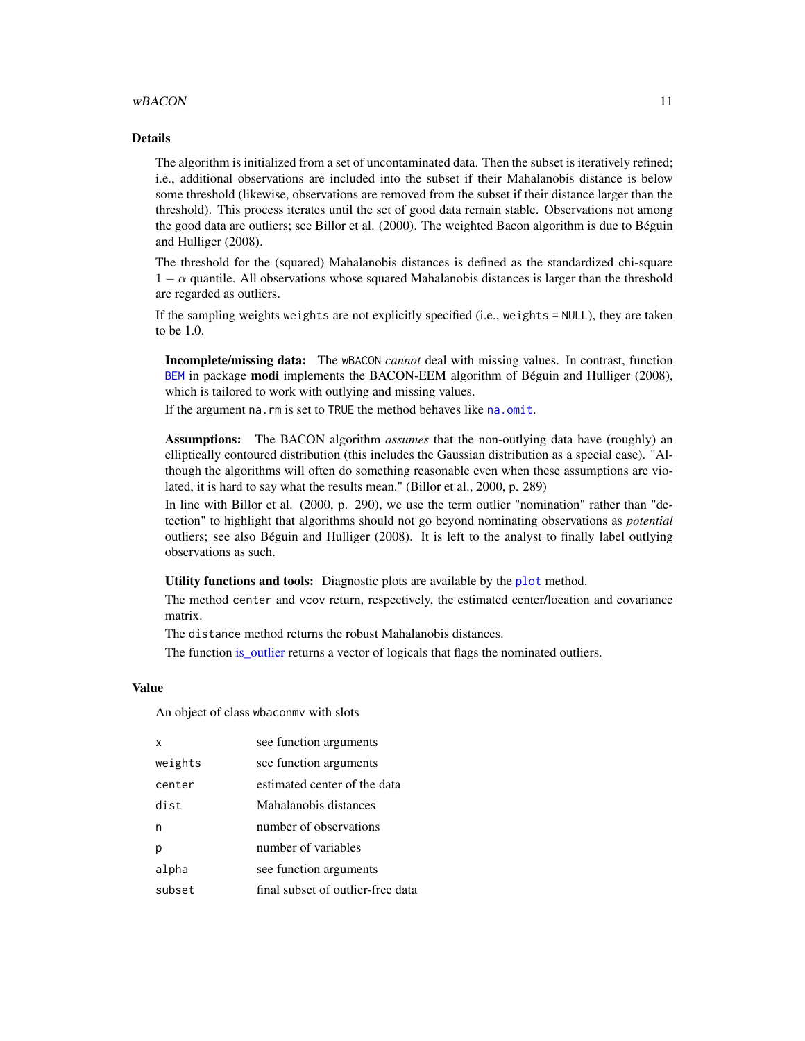## Details

The algorithm is initialized from a set of uncontaminated data. Then the subset is iteratively refined; i.e., additional observations are included into the subset if their Mahalanobis distance is below some threshold (likewise, observations are removed from the subset if their distance larger than the threshold). This process iterates until the set of good data remain stable. Observations not among the good data are outliers; see Billor et al. (2000). The weighted Bacon algorithm is due to Béguin and Hulliger (2008).

The threshold for the (squared) Mahalanobis distances is defined as the standardized chi-square $1 - \alpha$ quantile. All observations whose squared Mahalanobis distances is larger than the threshold are regarded as outliers.

If the sampling weights `weights` are not explicitly specified (i.e., `weights = NULL`), they are taken to be 1.0.

**Incomplete/missing data:** The `wBACON` *cannot* deal with missing values. In contrast, function `BEM` in package **modi** implements the BACON-EEM algorithm of Béguin and Hulliger (2008), which is tailored to work with outlying and missing values.

If the argument `na.rm` is set to `TRUE` the method behaves like `na.omit`.

**Assumptions:** The BACON algorithm *assumes* that the non-outlying data have (roughly) an elliptically contoured distribution (this includes the Gaussian distribution as a special case). "Although the algorithms will often do something reasonable even when these assumptions are violated, it is hard to say what the results mean." (Billor et al., 2000, p. 289)

In line with Billor et al. (2000, p. 290), we use the term outlier "nomination" rather than "detection" to highlight that algorithms should not go beyond nominating observations as *potential* outliers; see also Béguin and Hulliger (2008). It is left to the analyst to finally label outlying observations as such.

**Utility functions and tools:** Diagnostic plots are available by the `plot` method.

The method `center` and `vcov` return, respectively, the estimated center/location and covariance matrix.

The `distance` method returns the robust Mahalanobis distances.

The function is_outlier returns a vector of logicals that flags the nominated outliers.

## Value

An object of class `wbaconmv` with slots

| | |
|---|---|
| `x` | see function arguments |
| `weights` | see function arguments |
| `center` | estimated center of the data |
| `dist` | Mahalanobis distances |
| `n` | number of observations |
| `p` | number of variables |
| `alpha` | see function arguments |
| `subset` | final subset of outlier-free data |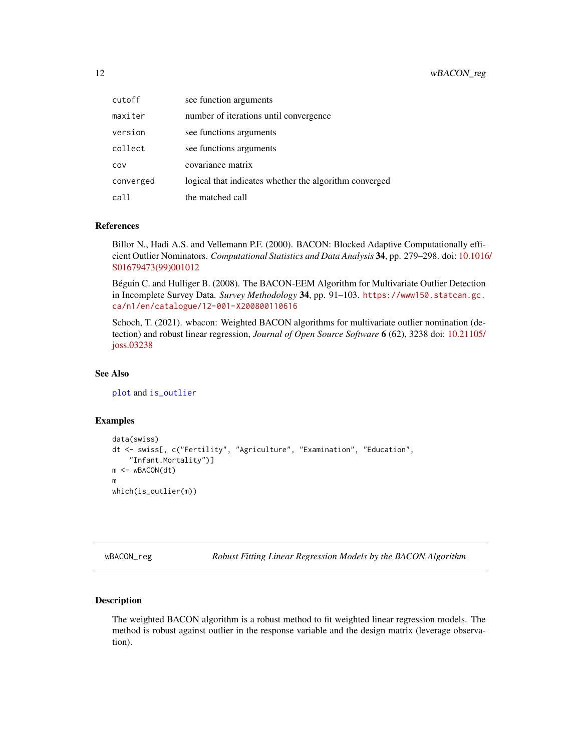| | |
|---|---|
| cutoff | see function arguments |
| maxiter | number of iterations until convergence |
| version | see functions arguments |
| collect | see functions arguments |
| cov | covariance matrix |
| converged | logical that indicates whether the algorithm converged |
| call | the matched call |

### References

Billor N., Hadi A.S. and Vellemann P.F. (2000). BACON: Blocked Adaptive Computationally efficient Outlier Nominators. *Computational Statistics and Data Analysis* **34**, pp. 279–298. doi: 10.1016/S01679473(99)001012

Béguin C. and Hulliger B. (2008). The BACON-EEM Algorithm for Multivariate Outlier Detection in Incomplete Survey Data. *Survey Methodology* **34**, pp. 91–103. https://www150.statcan.gc.ca/n1/en/catalogue/12-001-X200800110616

Schoch, T. (2021). wbacon: Weighted BACON algorithms for multivariate outlier nomination (detection) and robust linear regression, *Journal of Open Source Software* **6** (62), 3238 doi: 10.21105/joss.03238

### See Also

plot and is_outlier

### Examples

```
data(swiss)
dt <- swiss[, c("Fertility", "Agriculture", "Examination", "Education",
    "Infant.Mortality")]
m <- wBACON(dt)
m
which(is_outlier(m))
```

---

## wBACON_reg *Robust Fitting Linear Regression Models by the BACON Algorithm*

---

### Description

The weighted BACON algorithm is a robust method to fit weighted linear regression models. The method is robust against outlier in the response variable and the design matrix (leverage observation).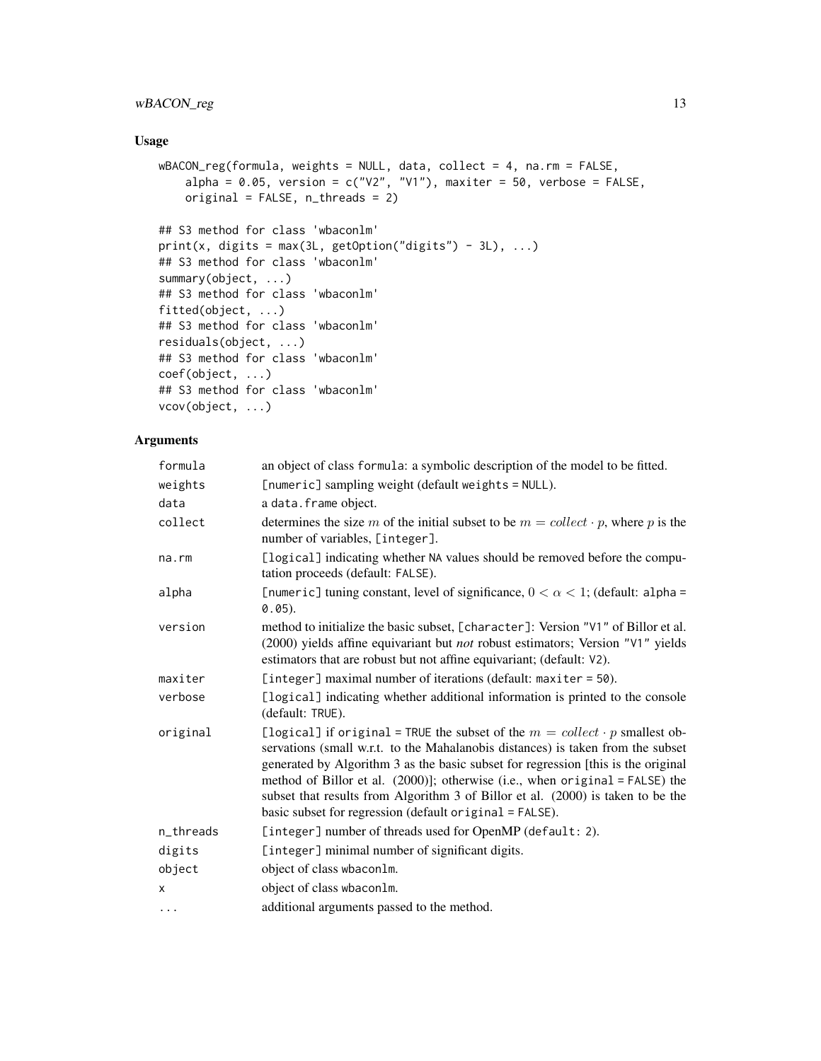## Usage

```
wBACON_reg(formula, weights = NULL, data, collect = 4, na.rm = FALSE,
    alpha = 0.05, version = c("V2", "V1"), maxiter = 50, verbose = FALSE,
    original = FALSE, n_threads = 2)

## S3 method for class 'wbaconlm'
print(x, digits = max(3L, getOption("digits") - 3L), ...)
## S3 method for class 'wbaconlm'
summary(object, ...)
## S3 method for class 'wbaconlm'
fitted(object, ...)
## S3 method for class 'wbaconlm'
residuals(object, ...)
## S3 method for class 'wbaconlm'
coef(object, ...)
## S3 method for class 'wbaconlm'
vcov(object, ...)
```

## Arguments

| | |
|---|---|
| formula | an object of class formula: a symbolic description of the model to be fitted. |
| weights | [numeric] sampling weight (default weights = NULL). |
| data | a data.frame object. |
| collect | determines the size $m$ of the initial subset to be $m = collect \cdot p$, where $p$ is the number of variables, [integer]. |
| na.rm | [logical] indicating whether NA values should be removed before the computation proceeds (default: FALSE). |
| alpha | [numeric] tuning constant, level of significance, $0 < \alpha < 1$; (default: alpha = 0.05). |
| version | method to initialize the basic subset, [character]: Version "V1" of Billor et al. (2000) yields affine equivariant but *not* robust estimators; Version "V1" yields estimators that are robust but not affine equivariant; (default: V2). |
| maxiter | [integer] maximal number of iterations (default: maxiter = 50). |
| verbose | [logical] indicating whether additional information is printed to the console (default: TRUE). |
| original | [logical] if original = TRUE the subset of the $m = collect \cdot p$ smallest observations (small w.r.t. to the Mahalanobis distances) is taken from the subset generated by Algorithm 3 as the basic subset for regression [this is the original method of Billor et al. (2000)]; otherwise (i.e., when original = FALSE) the subset that results from Algorithm 3 of Billor et al. (2000) is taken to be the basic subset for regression (default original = FALSE). |
| n_threads | [integer] number of threads used for OpenMP (default: 2). |
| digits | [integer] minimal number of significant digits. |
| object | object of class wbaconlm. |
| x | object of class wbaconlm. |
| ... | additional arguments passed to the method. |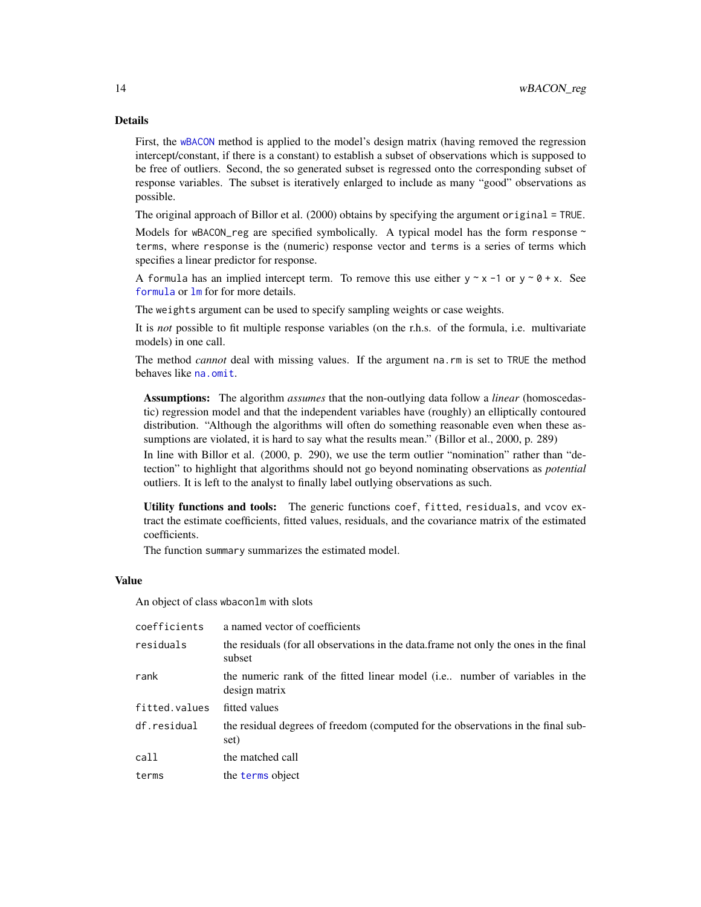## Details

First, the `wBACON` method is applied to the model's design matrix (having removed the regression intercept/constant, if there is a constant) to establish a subset of observations which is supposed to be free of outliers. Second, the so generated subset is regressed onto the corresponding subset of response variables. The subset is iteratively enlarged to include as many "good" observations as possible.

The original approach of Billor et al. (2000) obtains by specifying the argument `original = TRUE`.

Models for `wBACON_reg` are specified symbolically. A typical model has the form `response ~ terms`, where `response` is the (numeric) response vector and `terms` is a series of terms which specifies a linear predictor for response.

A `formula` has an implied intercept term. To remove this use either `y ~ x -1` or `y ~ 0 + x`. See `formula` or `lm` for for more details.

The `weights` argument can be used to specify sampling weights or case weights.

It is *not* possible to fit multiple response variables (on the r.h.s. of the formula, i.e. multivariate models) in one call.

The method *cannot* deal with missing values. If the argument `na.rm` is set to `TRUE` the method behaves like `na.omit`.

**Assumptions:** The algorithm *assumes* that the non-outlying data follow a *linear* (homoscedastic) regression model and that the independent variables have (roughly) an elliptically contoured distribution. "Although the algorithms will often do something reasonable even when these assumptions are violated, it is hard to say what the results mean." (Billor et al., 2000, p. 289)

In line with Billor et al. (2000, p. 290), we use the term outlier "nomination" rather than "detection" to highlight that algorithms should not go beyond nominating observations as *potential* outliers. It is left to the analyst to finally label outlying observations as such.

**Utility functions and tools:** The generic functions `coef`, `fitted`, `residuals`, and `vcov` extract the estimate coefficients, fitted values, residuals, and the covariance matrix of the estimated coefficients.

The function `summary` summarizes the estimated model.

## Value

An object of class `wbaconlm` with slots

| | |
|---|---|
| `coefficients` | a named vector of coefficients |
| `residuals` | the residuals (for all observations in the data.frame not only the ones in the final subset |
| `rank` | the numeric rank of the fitted linear model (i.e.. number of variables in the design matrix |
| `fitted.values` | fitted values |
| `df.residual` | the residual degrees of freedom (computed for the observations in the final subset) |
| `call` | the matched call |
| `terms` | the `terms` object |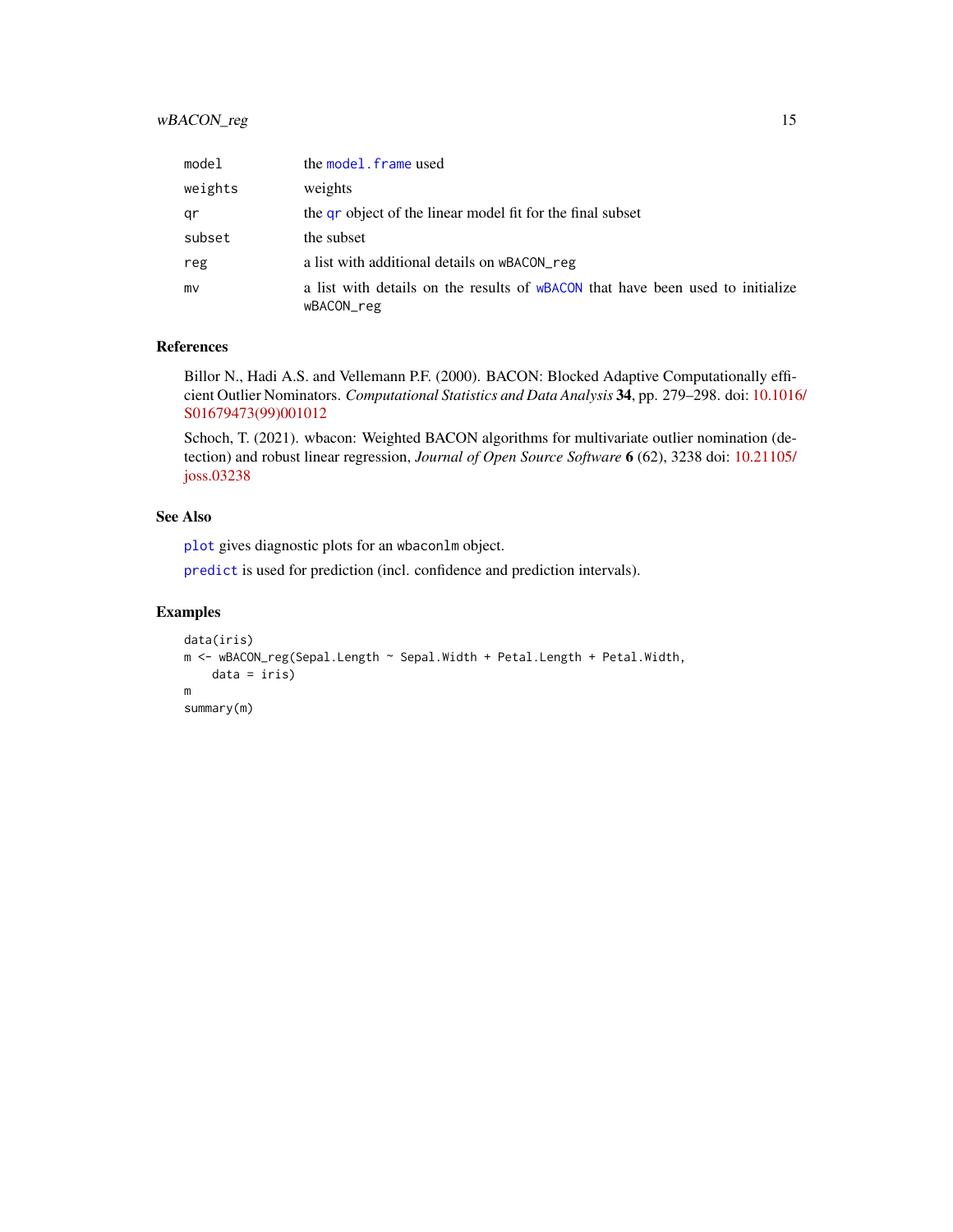| | |
|---|---|
| `model` | the `model.frame` used |
| `weights` | weights |
| `qr` | the `qr` object of the linear model fit for the final subset |
| `subset` | the subset |
| `reg` | a list with additional details on `wBACON_reg` |
| `mv` | a list with details on the results of `wBACON` that have been used to initialize `wBACON_reg` |

### References

Billor N., Hadi A.S. and Vellemann P.F. (2000). BACON: Blocked Adaptive Computationally efficient Outlier Nominators. *Computational Statistics and Data Analysis* **34**, pp. 279–298. doi: 10.1016/S01679473(99)001012

Schoch, T. (2021). wbacon: Weighted BACON algorithms for multivariate outlier nomination (detection) and robust linear regression, *Journal of Open Source Software* **6** (62), 3238 doi: 10.21105/joss.03238

### See Also

`plot` gives diagnostic plots for an `wbaconlm` object.

`predict` is used for prediction (incl. confidence and prediction intervals).

### Examples

```
data(iris)
m <- wBACON_reg(Sepal.Length ~ Sepal.Width + Petal.Length + Petal.Width,
    data = iris)
m
summary(m)
```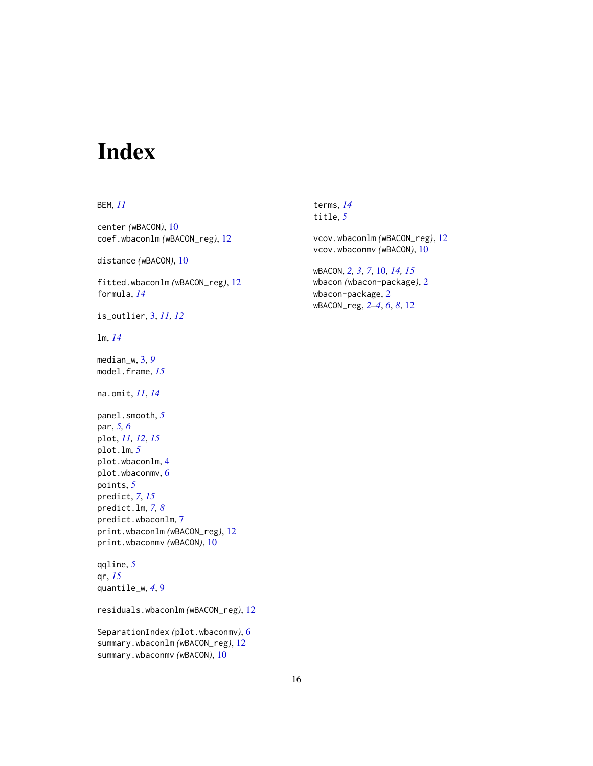# Index

BEM, *11*

center (wBACON), 10
coef.wbaconlm (wBACON_reg), 12

distance (wBACON), 10

fitted.wbaconlm (wBACON_reg), 12
formula, *14*

is_outlier, 3, *11, 12*

lm, *14*

median_w, 3, *9*
model.frame, *15*

na.omit, *11*, *14*

panel.smooth, *5*
par, *5, 6*
plot, *11, 12*, *15*
plot.lm, *5*
plot.wbaconlm, 4
plot.wbaconmv, 6
points, *5*
predict, *7*, *15*
predict.lm, *7, 8*
predict.wbaconlm, 7
print.wbaconlm (wBACON_reg), 12
print.wbaconmv (wBACON), 10

qqline, *5*
qr, *15*
quantile_w, *4*, 9

residuals.wbaconlm (wBACON_reg), 12

SeparationIndex (plot.wbaconmv), 6
summary.wbaconlm (wBACON_reg), 12
summary.wbaconmv (wBACON), 10

terms, *14*
title, *5*

vcov.wbaconlm (wBACON_reg), 12
vcov.wbaconmv (wBACON), 10

wBACON, *2, 3*, *7*, 10, *14, 15*
wbacon (wbacon-package), 2
wbacon-package, 2
wBACON_reg, *2–4*, *6*, *8*, 12